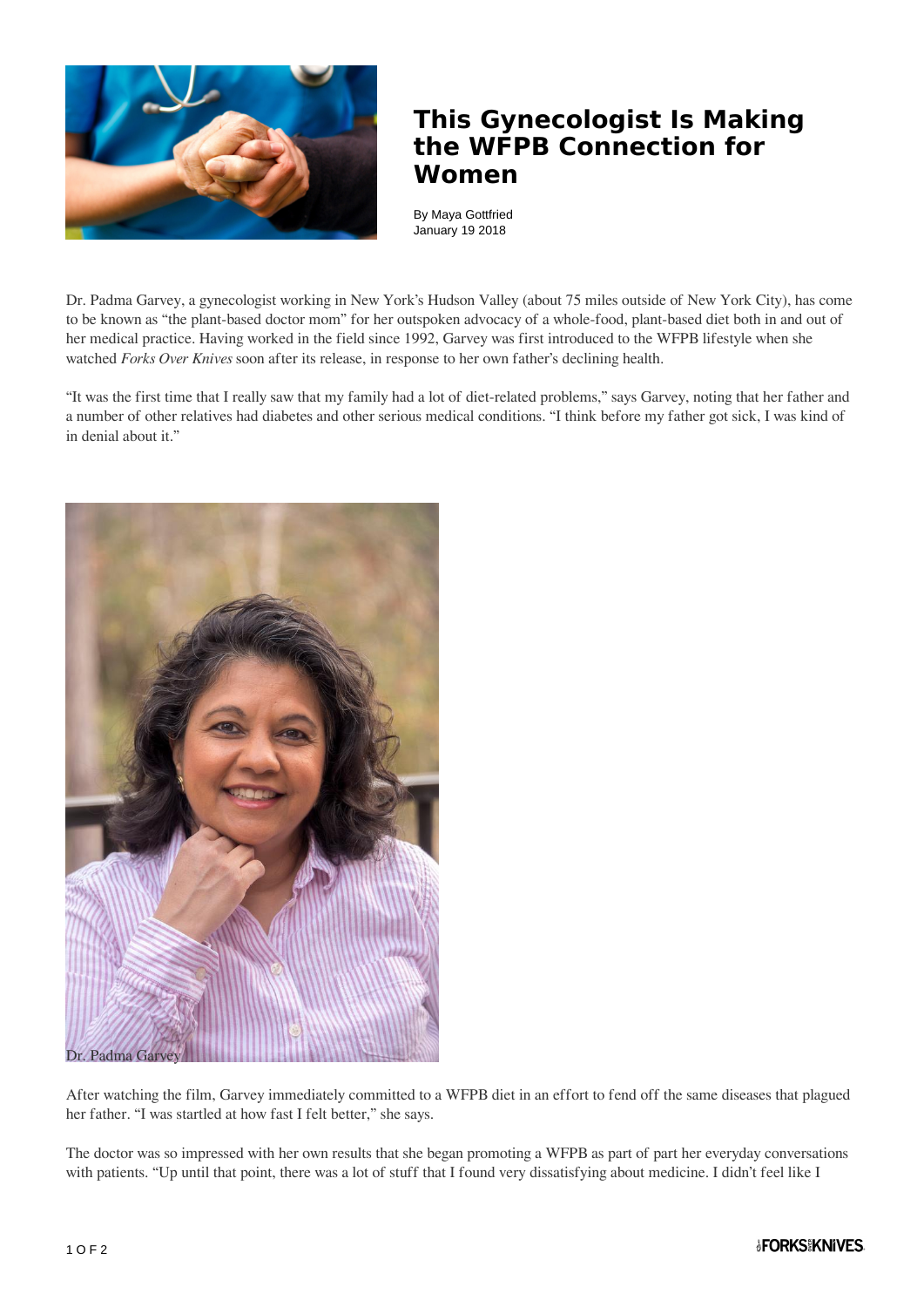# This Gynecologist Is Making the WFPB Connection for Women

By Maya Gottfried
January 19 2018

Dr. Padma Garvey, a gynecologist working in New York's Hudson Valley (about 75 miles outside of New York City), has come to be known as "the plant-based doctor mom" for her outspoken advocacy of a whole-food, plant-based diet both in and out of her medical practice. Having worked in the field since 1992, Garvey was first introduced to the WFPB lifestyle when she watched *Forks Over Knives* soon after its release, in response to her own father's declining health.

"It was the first time that I really saw that my family had a lot of diet-related problems," says Garvey, noting that her father and a number of other relatives had diabetes and other serious medical conditions. "I think before my father got sick, I was kind of in denial about it."

Dr. Padma Garvey

After watching the film, Garvey immediately committed to a WFPB diet in an effort to fend off the same diseases that plagued her father. "I was startled at how fast I felt better," she says.

The doctor was so impressed with her own results that she began promoting a WFPB as part of part her everyday conversations with patients. "Up until that point, there was a lot of stuff that I found very dissatisfying about medicine. I didn't feel like I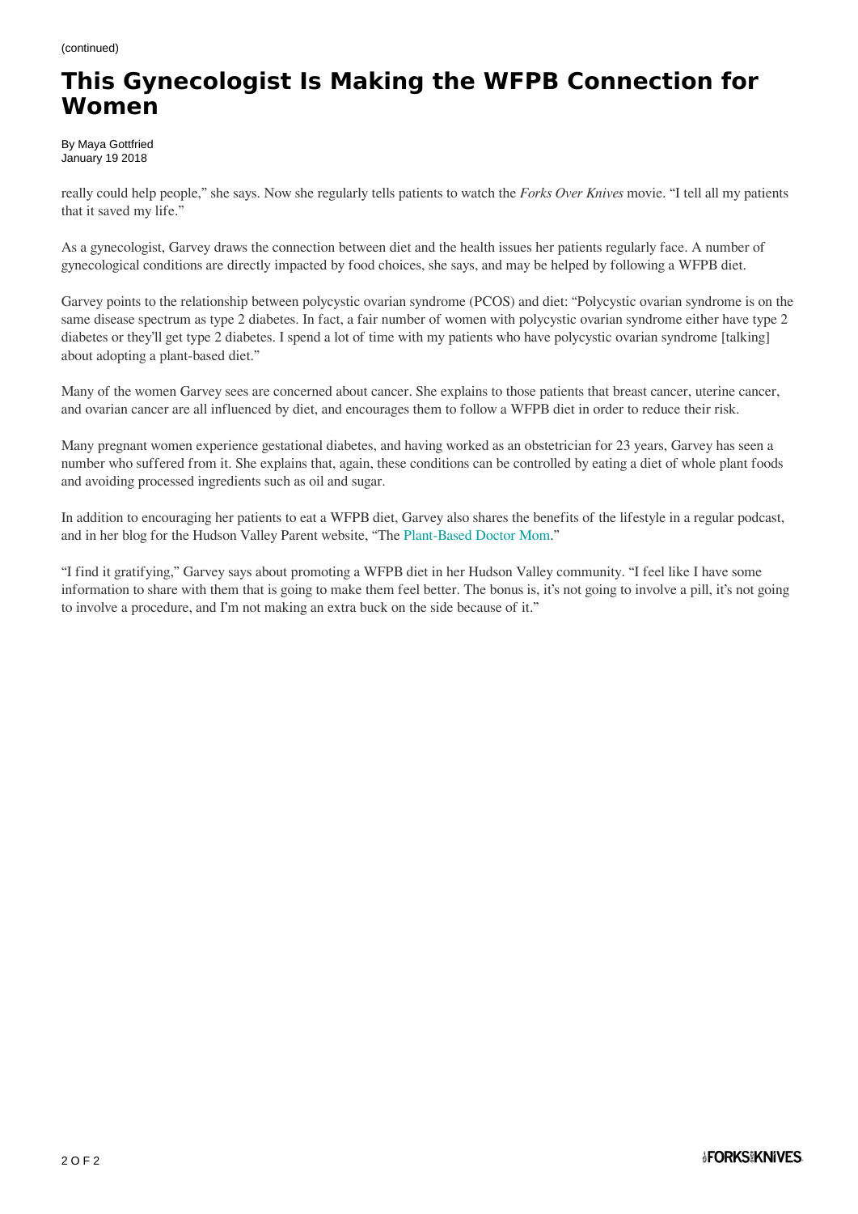(continued)

# This Gynecologist Is Making the WFPB Connection for Women

By Maya Gottfried
January 19 2018

really could help people," she says. Now she regularly tells patients to watch the *Forks Over Knives* movie. "I tell all my patients that it saved my life."

As a gynecologist, Garvey draws the connection between diet and the health issues her patients regularly face. A number of gynecological conditions are directly impacted by food choices, she says, and may be helped by following a WFPB diet.

Garvey points to the relationship between polycystic ovarian syndrome (PCOS) and diet: "Polycystic ovarian syndrome is on the same disease spectrum as type 2 diabetes. In fact, a fair number of women with polycystic ovarian syndrome either have type 2 diabetes or they'll get type 2 diabetes. I spend a lot of time with my patients who have polycystic ovarian syndrome [talking] about adopting a plant-based diet."

Many of the women Garvey sees are concerned about cancer. She explains to those patients that breast cancer, uterine cancer, and ovarian cancer are all influenced by diet, and encourages them to follow a WFPB diet in order to reduce their risk.

Many pregnant women experience gestational diabetes, and having worked as an obstetrician for 23 years, Garvey has seen a number who suffered from it. She explains that, again, these conditions can be controlled by eating a diet of whole plant foods and avoiding processed ingredients such as oil and sugar.

In addition to encouraging her patients to eat a WFPB diet, Garvey also shares the benefits of the lifestyle in a regular podcast, and in her blog for the Hudson Valley Parent website, "The Plant-Based Doctor Mom."

"I find it gratifying," Garvey says about promoting a WFPB diet in her Hudson Valley community. "I feel like I have some information to share with them that is going to make them feel better. The bonus is, it's not going to involve a pill, it's not going to involve a procedure, and I'm not making an extra buck on the side because of it."